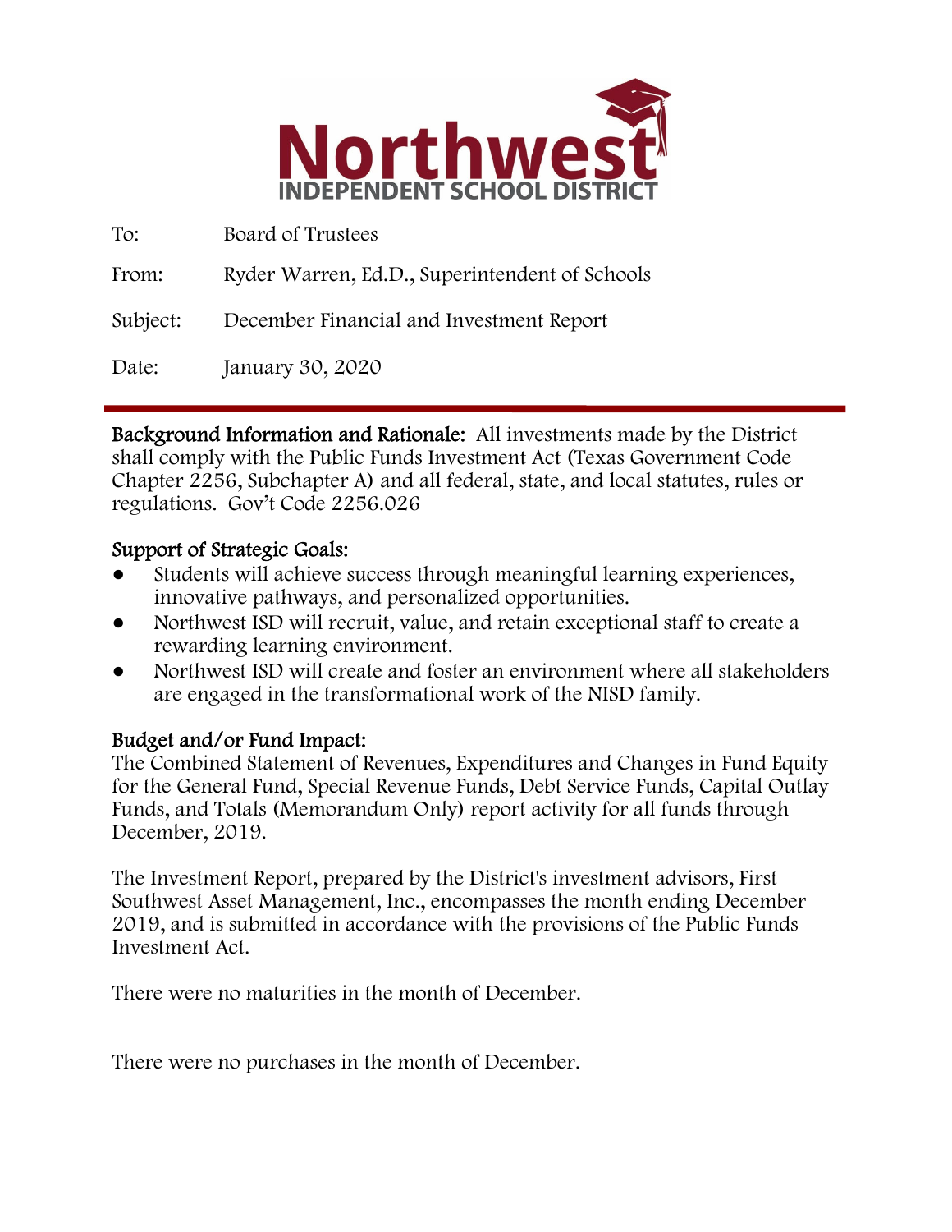# Northwest INDEPENDENT SCHOOL DISTRICT

To: Board of Trustees

From: Ryder Warren, Ed.D., Superintendent of Schools

Subject: December Financial and Investment Report

Date: January 30, 2020

---

**Background Information and Rationale:** All investments made by the District shall comply with the Public Funds Investment Act (Texas Government Code Chapter 2256, Subchapter A) and all federal, state, and local statutes, rules or regulations. Gov't Code 2256.026

**Support of Strategic Goals:**

- Students will achieve success through meaningful learning experiences, innovative pathways, and personalized opportunities.
- Northwest ISD will recruit, value, and retain exceptional staff to create a rewarding learning environment.
- Northwest ISD will create and foster an environment where all stakeholders are engaged in the transformational work of the NISD family.

**Budget and/or Fund Impact:**

The Combined Statement of Revenues, Expenditures and Changes in Fund Equity for the General Fund, Special Revenue Funds, Debt Service Funds, Capital Outlay Funds, and Totals (Memorandum Only) report activity for all funds through December, 2019.

The Investment Report, prepared by the District's investment advisors, First Southwest Asset Management, Inc., encompasses the month ending December 2019, and is submitted in accordance with the provisions of the Public Funds Investment Act.

There were no maturities in the month of December.

There were no purchases in the month of December.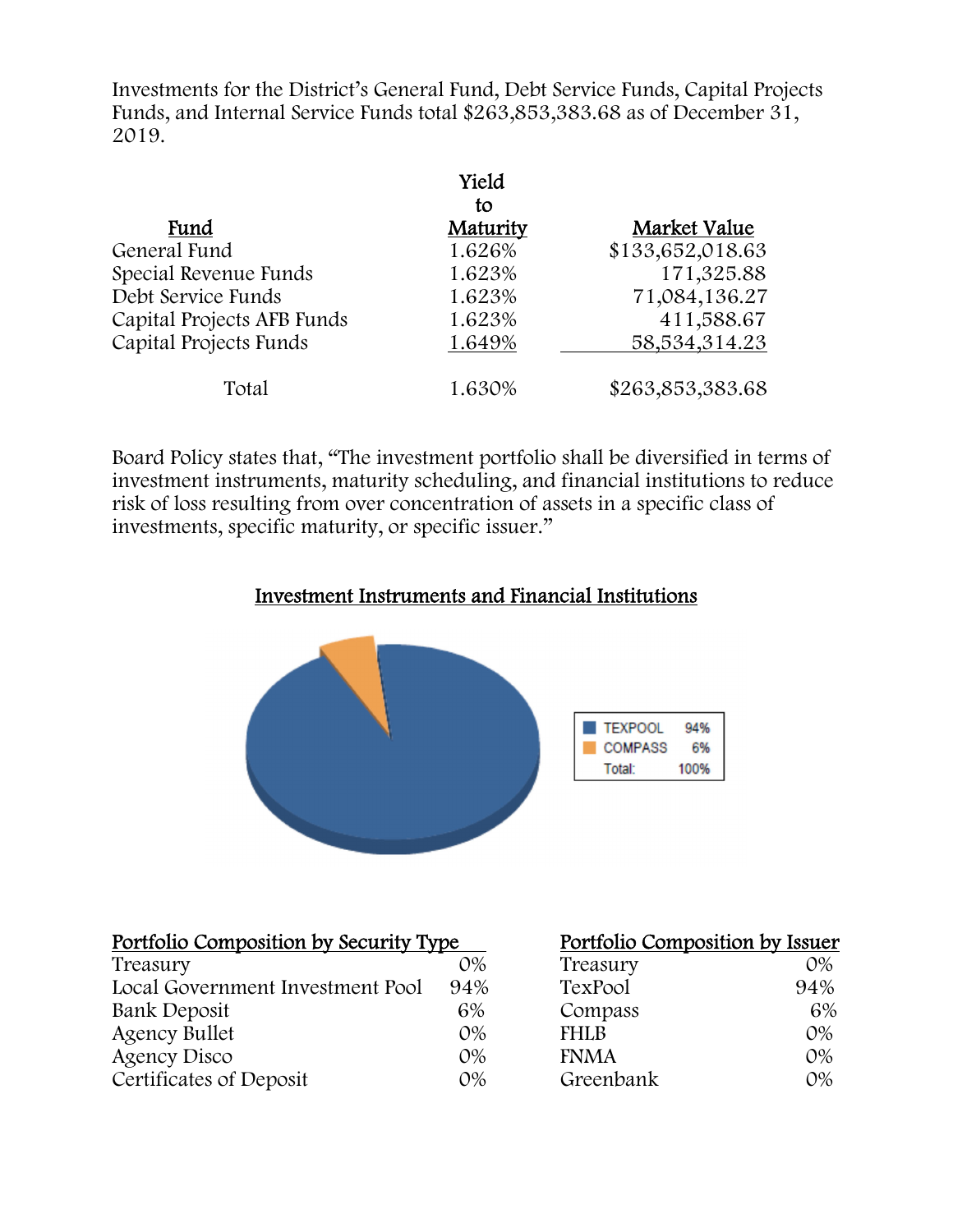Investments for the District's General Fund, Debt Service Funds, Capital Projects Funds, and Internal Service Funds total $263,853,383.68 as of December 31, 2019.

| Fund | Yield to Maturity | Market Value |
|---|---|---|
| General Fund | 1.626% | $133,652,018.63 |
| Special Revenue Funds | 1.623% | 171,325.88 |
| Debt Service Funds | 1.623% | 71,084,136.27 |
| Capital Projects AFB Funds | 1.623% | 411,588.67 |
| Capital Projects Funds | 1.649% | 58,534,314.23 |
| Total | 1.630% | $263,853,383.68 |

Board Policy states that, "The investment portfolio shall be diversified in terms of investment instruments, maturity scheduling, and financial institutions to reduce risk of loss resulting from over concentration of assets in a specific class of investments, specific maturity, or specific issuer."

## Investment Instruments and Financial Institutions

| | |
|---|---|
| TEXPOOL | 94% |
| COMPASS | 6% |
| Total: | 100% |

| Portfolio Composition by Security Type | |
|---|---|
| Treasury | 0% |
| Local Government Investment Pool | 94% |
| Bank Deposit | 6% |
| Agency Bullet | 0% |
| Agency Disco | 0% |
| Certificates of Deposit | 0% |

| Portfolio Composition by Issuer | |
|---|---|
| Treasury | 0% |
| TexPool | 94% |
| Compass | 6% |
| FHLB | 0% |
| FNMA | 0% |
| Greenbank | 0% |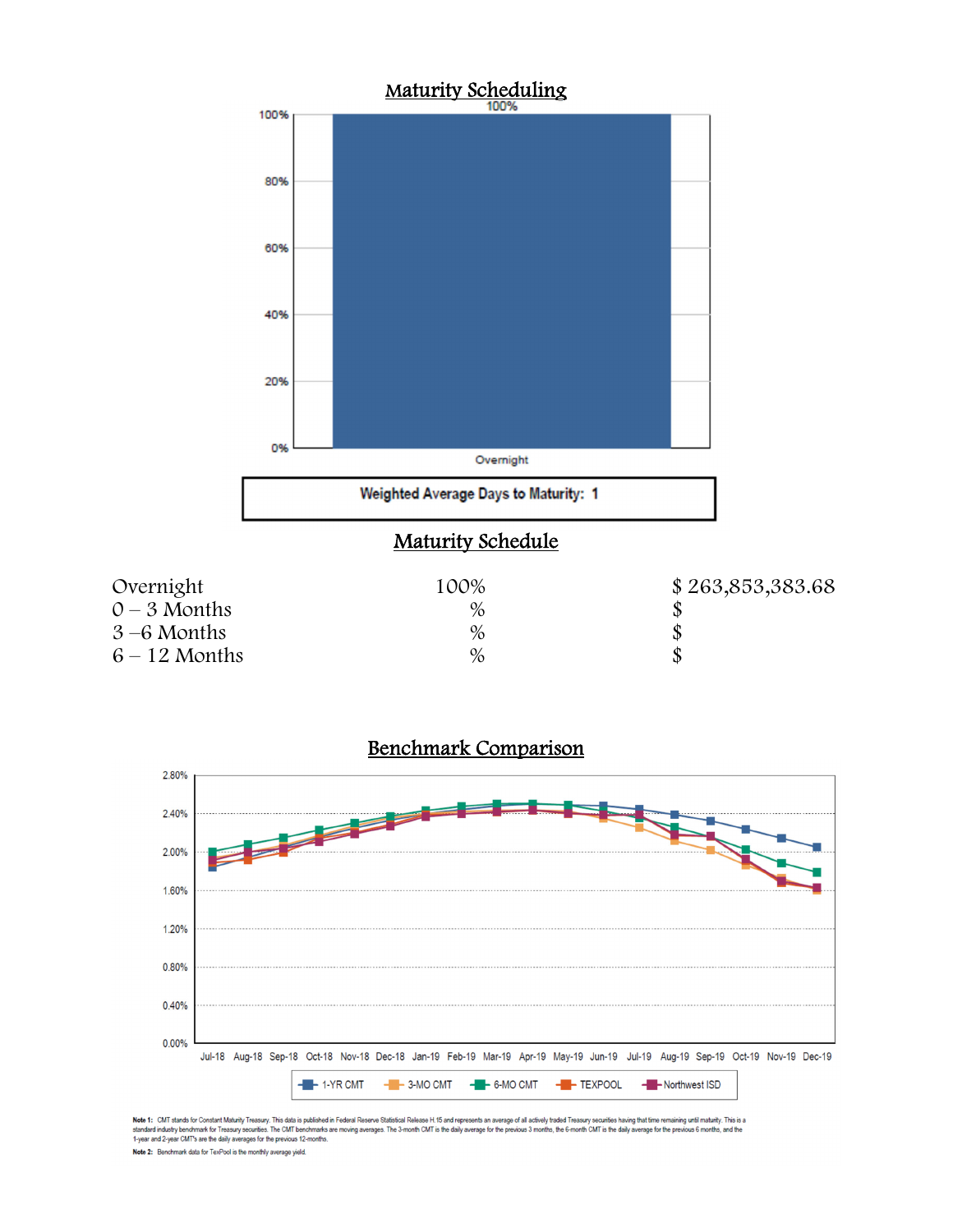## Maturity Scheduling

Weighted Average Days to Maturity: 1

## Maturity Schedule

| | | |
|---|---|---|
| Overnight | 100% | $ 263,853,383.68 |
| 0 – 3 Months | % | $ |
| 3 –6 Months | % | $ |
| 6 – 12 Months | % | $ |

## Benchmark Comparison

**Note 1:** CMT stands for Constant Maturity Treasury. This data is published in Federal Reserve Statistical Release H.15 and represents an average of all actively traded Treasury securities having that time remaining until maturity. This is a standard industry benchmark for Treasury securities. The CMT benchmarks are moving averages. The 3-month CMT is the daily average for the previous 3 months, the 6-month CMT is the daily average for the previous 6 months, and the 1-year and 2-year CMT's are the daily averages for the previous 12-months.

**Note 2:** Benchmark data for TexPool is the monthly average yield.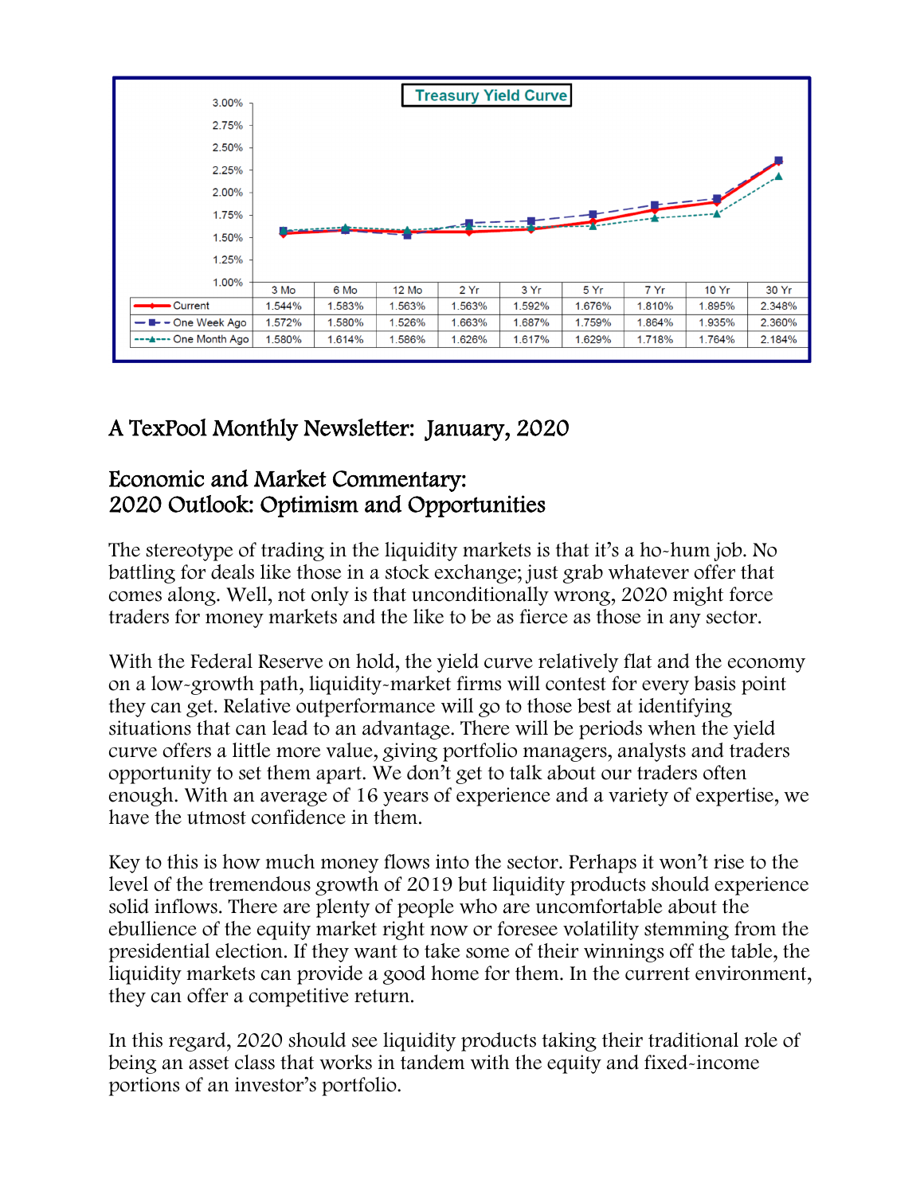**Treasury Yield Curve**

| | 3 Mo | 6 Mo | 12 Mo | 2 Yr | 3 Yr | 5 Yr | 7 Yr | 10 Yr | 30 Yr |
|---|---|---|---|---|---|---|---|---|---|
| Current | 1.544% | 1.583% | 1.563% | 1.563% | 1.592% | 1.676% | 1.810% | 1.895% | 2.348% |
| One Week Ago | 1.572% | 1.580% | 1.526% | 1.663% | 1.687% | 1.759% | 1.864% | 1.935% | 2.360% |
| One Month Ago | 1.580% | 1.614% | 1.586% | 1.626% | 1.617% | 1.629% | 1.718% | 1.764% | 2.184% |

## A TexPool Monthly Newsletter: January, 2020

## Economic and Market Commentary:
## 2020 Outlook: Optimism and Opportunities

The stereotype of trading in the liquidity markets is that it's a ho-hum job. No battling for deals like those in a stock exchange; just grab whatever offer that comes along. Well, not only is that unconditionally wrong, 2020 might force traders for money markets and the like to be as fierce as those in any sector.

With the Federal Reserve on hold, the yield curve relatively flat and the economy on a low-growth path, liquidity-market firms will contest for every basis point they can get. Relative outperformance will go to those best at identifying situations that can lead to an advantage. There will be periods when the yield curve offers a little more value, giving portfolio managers, analysts and traders opportunity to set them apart. We don't get to talk about our traders often enough. With an average of 16 years of experience and a variety of expertise, we have the utmost confidence in them.

Key to this is how much money flows into the sector. Perhaps it won't rise to the level of the tremendous growth of 2019 but liquidity products should experience solid inflows. There are plenty of people who are uncomfortable about the ebullience of the equity market right now or foresee volatility stemming from the presidential election. If they want to take some of their winnings off the table, the liquidity markets can provide a good home for them. In the current environment, they can offer a competitive return.

In this regard, 2020 should see liquidity products taking their traditional role of being an asset class that works in tandem with the equity and fixed-income portions of an investor's portfolio.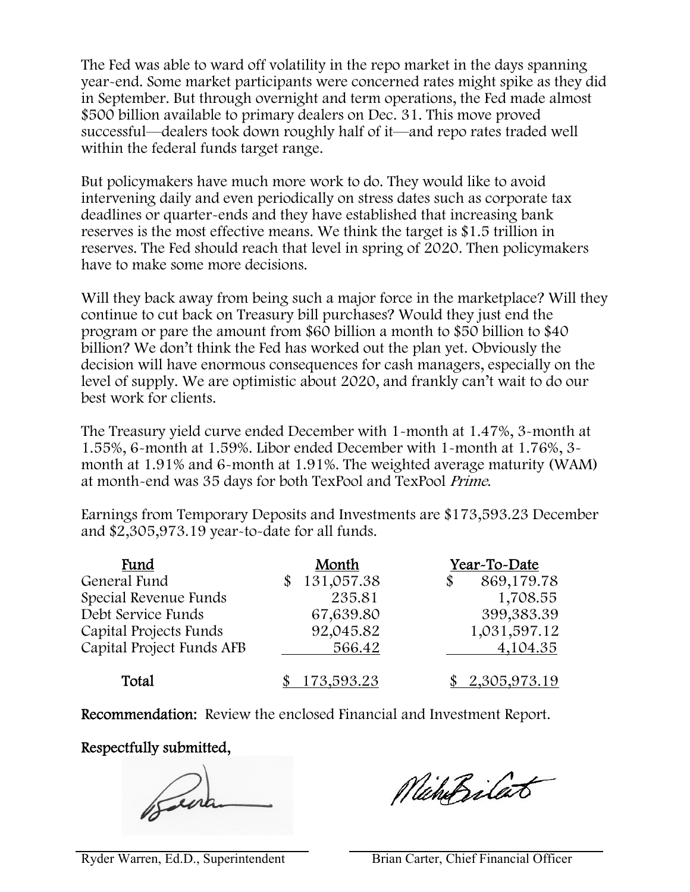The Fed was able to ward off volatility in the repo market in the days spanning year-end. Some market participants were concerned rates might spike as they did in September. But through overnight and term operations, the Fed made almost $500 billion available to primary dealers on Dec. 31. This move proved successful—dealers took down roughly half of it—and repo rates traded well within the federal funds target range.

But policymakers have much more work to do. They would like to avoid intervening daily and even periodically on stress dates such as corporate tax deadlines or quarter-ends and they have established that increasing bank reserves is the most effective means. We think the target is $1.5 trillion in reserves. The Fed should reach that level in spring of 2020. Then policymakers have to make some more decisions.

Will they back away from being such a major force in the marketplace? Will they continue to cut back on Treasury bill purchases? Would they just end the program or pare the amount from $60 billion a month to $50 billion to $40 billion? We don't think the Fed has worked out the plan yet. Obviously the decision will have enormous consequences for cash managers, especially on the level of supply. We are optimistic about 2020, and frankly can't wait to do our best work for clients.

The Treasury yield curve ended December with 1-month at 1.47%, 3-month at 1.55%, 6-month at 1.59%. Libor ended December with 1-month at 1.76%, 3-month at 1.91% and 6-month at 1.91%. The weighted average maturity (WAM) at month-end was 35 days for both TexPool and TexPool *Prime*.

Earnings from Temporary Deposits and Investments are $173,593.23 December and $2,305,973.19 year-to-date for all funds.

| Fund | Month | Year-To-Date |
|---|---|---|
| General Fund | $ 131,057.38 | $ 869,179.78 |
| Special Revenue Funds | 235.81 | 1,708.55 |
| Debt Service Funds | 67,639.80 | 399,383.39 |
| Capital Projects Funds | 92,045.82 | 1,031,597.12 |
| Capital Project Funds AFB | 566.42 | 4,104.35 |
| **Total** | $ 173,593.23 | $ 2,305,973.19 |

**Recommendation:** Review the enclosed Financial and Investment Report.

**Respectfully submitted,**

Ryder Warren, Ed.D., Superintendent

Brian Carter, Chief Financial Officer